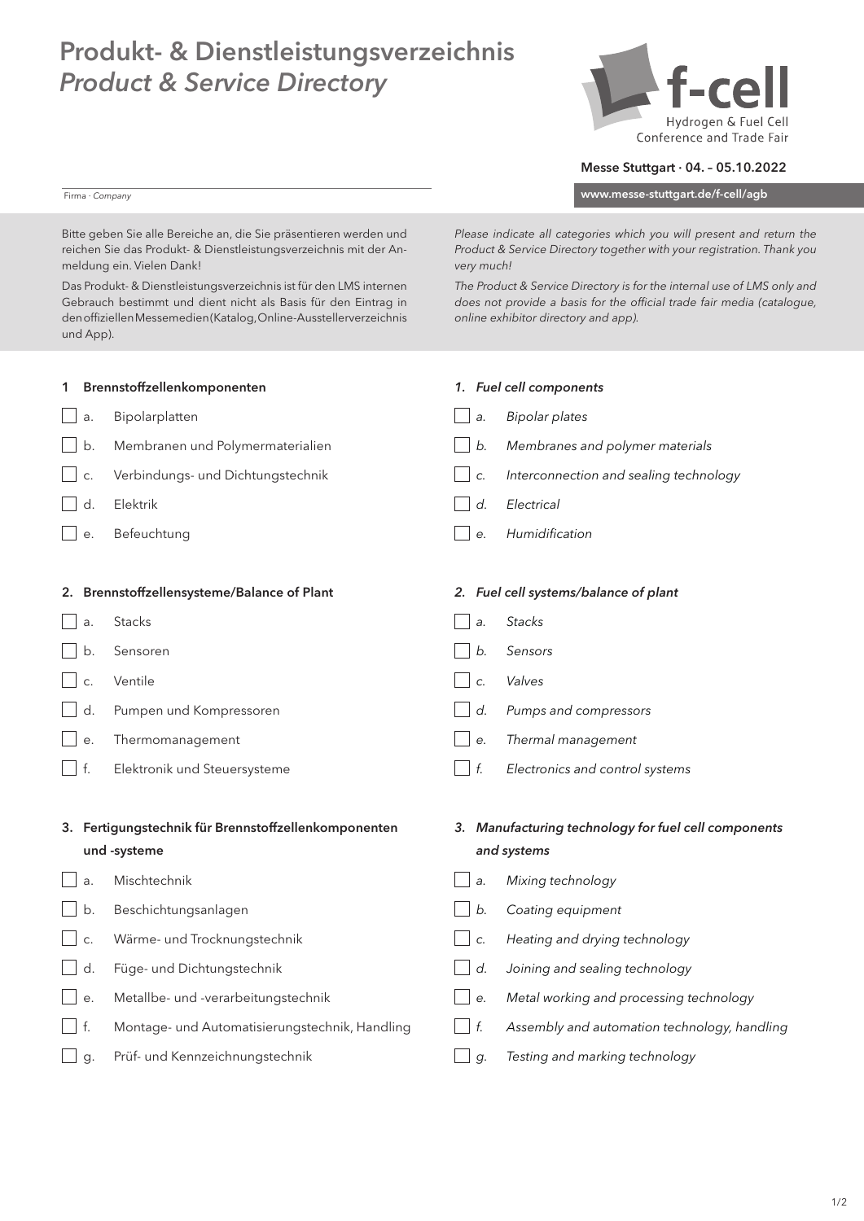# Produkt- & Dienstleistungsverzeichnis
# *Product & Service Directory*

f-cell
Hydrogen & Fuel Cell Conference and Trade Fair

**Messe Stuttgart · 04. – 05.10.2022**

**www.messe-stuttgart.de/f-cell/agb**

Firma · *Company*

Bitte geben Sie alle Bereiche an, die Sie präsentieren werden und reichen Sie das Produkt- & Dienstleistungsverzeichnis mit der Anmeldung ein. Vielen Dank!

Das Produkt- & Dienstleistungsverzeichnis ist für den LMS internen Gebrauch bestimmt und dient nicht als Basis für den Eintrag in den offiziellen Messemedien (Katalog, Online-Ausstellerverzeichnis und App).

*Please indicate all categories which you will present and return the Product & Service Directory together with your registration. Thank you very much!*

*The Product & Service Directory is for the internal use of LMS only and does not provide a basis for the official trade fair media (catalogue, online exhibitor directory and app).*

## 1 Brennstoffzellenkomponenten

- [ ] a. Bipolarplatten
- [ ] b. Membranen und Polymermaterialien
- [ ] c. Verbindungs- und Dichtungstechnik
- [ ] d. Elektrik
- [ ] e. Befeuchtung

## *1. Fuel cell components*

- [ ] *a. Bipolar plates*
- [ ] *b. Membranes and polymer materials*
- [ ] *c. Interconnection and sealing technology*
- [ ] *d. Electrical*
- [ ] *e. Humidification*

## 2. Brennstoffzellensysteme/Balance of Plant

- [ ] a. Stacks
- [ ] b. Sensoren
- [ ] c. Ventile
- [ ] d. Pumpen und Kompressoren
- [ ] e. Thermomanagement
- [ ] f. Elektronik und Steuersysteme

## *2. Fuel cell systems/balance of plant*

- [ ] *a. Stacks*
- [ ] *b. Sensors*
- [ ] *c. Valves*
- [ ] *d. Pumps and compressors*
- [ ] *e. Thermal management*
- [ ] *f. Electronics and control systems*

## 3. Fertigungstechnik für Brennstoffzellenkomponenten und -systeme

- [ ] a. Mischtechnik
- [ ] b. Beschichtungsanlagen
- [ ] c. Wärme- und Trocknungstechnik
- [ ] d. Füge- und Dichtungstechnik
- [ ] e. Metallbe- und -verarbeitungstechnik
- [ ] f. Montage- und Automatisierungstechnik, Handling
- [ ] g. Prüf- und Kennzeichnungstechnik

## *3. Manufacturing technology for fuel cell components and systems*

- [ ] *a. Mixing technology*
- [ ] *b. Coating equipment*
- [ ] *c. Heating and drying technology*
- [ ] *d. Joining and sealing technology*
- [ ] *e. Metal working and processing technology*
- [ ] *f. Assembly and automation technology, handling*
- [ ] *g. Testing and marking technology*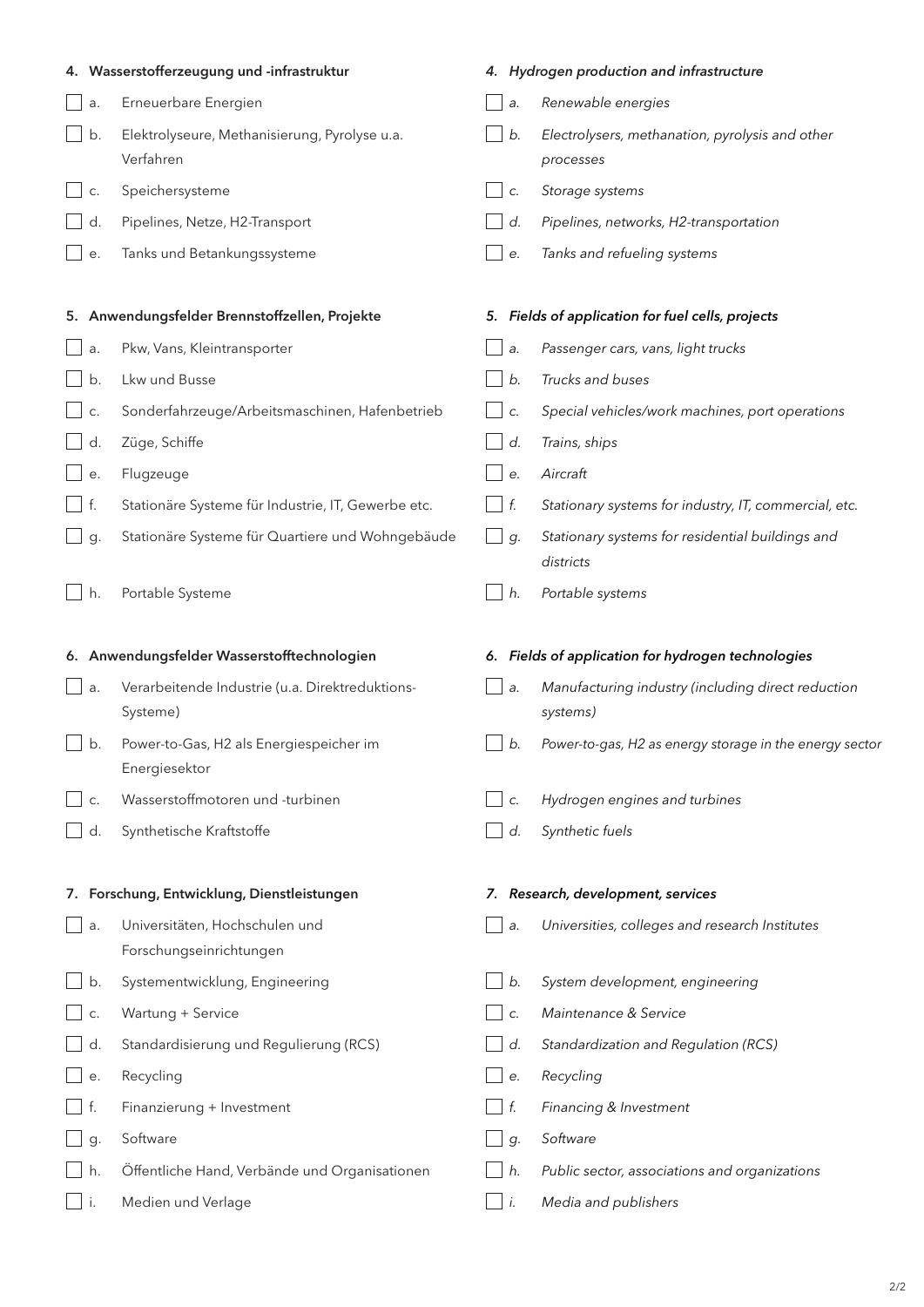## 4. Wasserstofferzeugung und -infrastruktur

- [ ] a. Erneuerbare Energien
- [ ] b. Elektrolyseure, Methanisierung, Pyrolyse u.a. Verfahren
- [ ] c. Speichersysteme
- [ ] d. Pipelines, Netze, H2-Transport
- [ ] e. Tanks und Betankungssysteme

## *4. Hydrogen production and infrastructure*

- [ ] *a. Renewable energies*
- [ ] *b. Electrolysers, methanation, pyrolysis and other processes*
- [ ] *c. Storage systems*
- [ ] *d. Pipelines, networks, H2-transportation*
- [ ] *e. Tanks and refueling systems*

## 5. Anwendungsfelder Brennstoffzellen, Projekte

- [ ] a. Pkw, Vans, Kleintransporter
- [ ] b. Lkw und Busse
- [ ] c. Sonderfahrzeuge/Arbeitsmaschinen, Hafenbetrieb
- [ ] d. Züge, Schiffe
- [ ] e. Flugzeuge
- [ ] f. Stationäre Systeme für Industrie, IT, Gewerbe etc.
- [ ] g. Stationäre Systeme für Quartiere und Wohngebäude
- [ ] h. Portable Systeme

## *5. Fields of application for fuel cells, projects*

- [ ] *a. Passenger cars, vans, light trucks*
- [ ] *b. Trucks and buses*
- [ ] *c. Special vehicles/work machines, port operations*
- [ ] *d. Trains, ships*
- [ ] *e. Aircraft*
- [ ] *f. Stationary systems for industry, IT, commercial, etc.*
- [ ] *g. Stationary systems for residential buildings and districts*
- [ ] *h. Portable systems*

## 6. Anwendungsfelder Wasserstofftechnologien

- [ ] a. Verarbeitende Industrie (u.a. Direktreduktions-Systeme)
- [ ] b. Power-to-Gas, H2 als Energiespeicher im Energiesektor
- [ ] c. Wasserstoffmotoren und -turbinen
- [ ] d. Synthetische Kraftstoffe

## *6. Fields of application for hydrogen technologies*

- [ ] *a. Manufacturing industry (including direct reduction systems)*
- [ ] *b. Power-to-gas, H2 as energy storage in the energy sector*
- [ ] *c. Hydrogen engines and turbines*
- [ ] *d. Synthetic fuels*

## 7. Forschung, Entwicklung, Dienstleistungen

- [ ] a. Universitäten, Hochschulen und Forschungseinrichtungen
- [ ] b. Systementwicklung, Engineering
- [ ] c. Wartung + Service
- [ ] d. Standardisierung und Regulierung (RCS)
- [ ] e. Recycling
- [ ] f. Finanzierung + Investment
- [ ] g. Software
- [ ] h. Öffentliche Hand, Verbände und Organisationen
- [ ] i. Medien und Verlage

## *7. Research, development, services*

- [ ] *a. Universities, colleges and research Institutes*
- [ ] *b. System development, engineering*
- [ ] *c. Maintenance & Service*
- [ ] *d. Standardization and Regulation (RCS)*
- [ ] *e. Recycling*
- [ ] *f. Financing & Investment*
- [ ] *g. Software*
- [ ] *h. Public sector, associations and organizations*
- [ ] *i. Media and publishers*